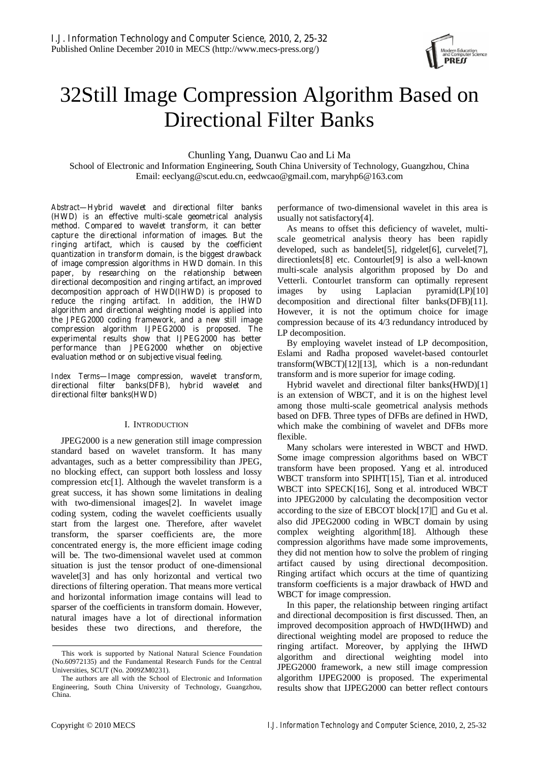# 32Still Image Compression Algorithm Based on Directional Filter Banks

Chunling Yang, Duanwu Cao and Li Ma

School of Electronic and Information Engineering, South China University of Technology, Guangzhou, China
Email: eeclyang@scut.edu.cn, eedwcao@gmail.com, maryhp6@163.com

*Abstract*—Hybrid wavelet and directional filter banks (HWD) is an effective multi-scale geometrical analysis method. Compared to wavelet transform, it can better capture the directional information of images. But the ringing artifact, which is caused by the coefficient quantization in transform domain, is the biggest drawback of image compression algorithms in HWD domain. In this paper, by researching on the relationship between directional decomposition and ringing artifact, an improved decomposition approach of HWD(IHWD) is proposed to reduce the ringing artifact. In addition, the IHWD algorithm and directional weighting model is applied into the JPEG2000 coding framework, and a new still image compression algorithm IJPEG2000 is proposed. The experimental results show that IJPEG2000 has better performance than JPEG2000 whether on objective evaluation method or on subjective visual feeling.

*Index Terms*—Image compression, wavelet transform, directional filter banks(DFB), hybrid wavelet and directional filter banks(HWD)

## I. Introduction

JPEG2000 is a new generation still image compression standard based on wavelet transform. It has many advantages, such as a better compressibility than JPEG, no blocking effect, can support both lossless and lossy compression etc[1]. Although the wavelet transform is a great success, it has shown some limitations in dealing with two-dimensional images[2]. In wavelet image coding system, coding the wavelet coefficients usually start from the largest one. Therefore, after wavelet transform, the sparser coefficients are, the more concentrated energy is, the more efficient image coding will be. The two-dimensional wavelet used at common situation is just the tensor product of one-dimensional wavelet[3] and has only horizontal and vertical two directions of filtering operation. That means more vertical and horizontal information image contains will lead to sparser of the coefficients in transform domain. However, natural images have a lot of directional information besides these two directions, and therefore, the performance of two-dimensional wavelet in this area is usually not satisfactory[4].

As means to offset this deficiency of wavelet, multi-scale geometrical analysis theory has been rapidly developed, such as bandelet[5], ridgelet[6], curvelet[7], directionlets[8] etc. Contourlet[9] is also a well-known multi-scale analysis algorithm proposed by Do and Vetterli. Contourlet transform can optimally represent images by using Laplacian pyramid(LP)[10] decomposition and directional filter banks(DFB)[11]. However, it is not the optimum choice for image compression because of its 4/3 redundancy introduced by LP decomposition.

By employing wavelet instead of LP decomposition, Eslami and Radha proposed wavelet-based contourlet transform(WBCT)[12][13], which is a non-redundant transform and is more superior for image coding.

Hybrid wavelet and directional filter banks(HWD)[1] is an extension of WBCT, and it is on the highest level among those multi-scale geometrical analysis methods based on DFB. Three types of DFBs are defined in HWD, which make the combining of wavelet and DFBs more flexible.

Many scholars were interested in WBCT and HWD. Some image compression algorithms based on WBCT transform have been proposed. Yang et al. introduced WBCT transform into SPIHT[15], Tian et al. introduced WBCT into SPECK[16], Song et al. introduced WBCT into JPEG2000 by calculating the decomposition vector according to the size of EBCOT block[17], and Gu et al. also did JPEG2000 coding in WBCT domain by using complex weighting algorithm[18]. Although these compression algorithms have made some improvements, they did not mention how to solve the problem of ringing artifact caused by using directional decomposition. Ringing artifact which occurs at the time of quantizing transform coefficients is a major drawback of HWD and WBCT for image compression.

In this paper, the relationship between ringing artifact and directional decomposition is first discussed. Then, an improved decomposition approach of HWD(IHWD) and directional weighting model are proposed to reduce the ringing artifact. Moreover, by applying the IHWD algorithm and directional weighting model into JPEG2000 framework, a new still image compression algorithm IJPEG2000 is proposed. The experimental results show that IJPEG2000 can better reflect contours

---

This work is supported by National Natural Science Foundation (No.60972135) and the Fundamental Research Funds for the Central Universities, SCUT (No. 2009ZM0231).

The authors are all with the School of Electronic and Information Engineering, South China University of Technology, Guangzhou, China.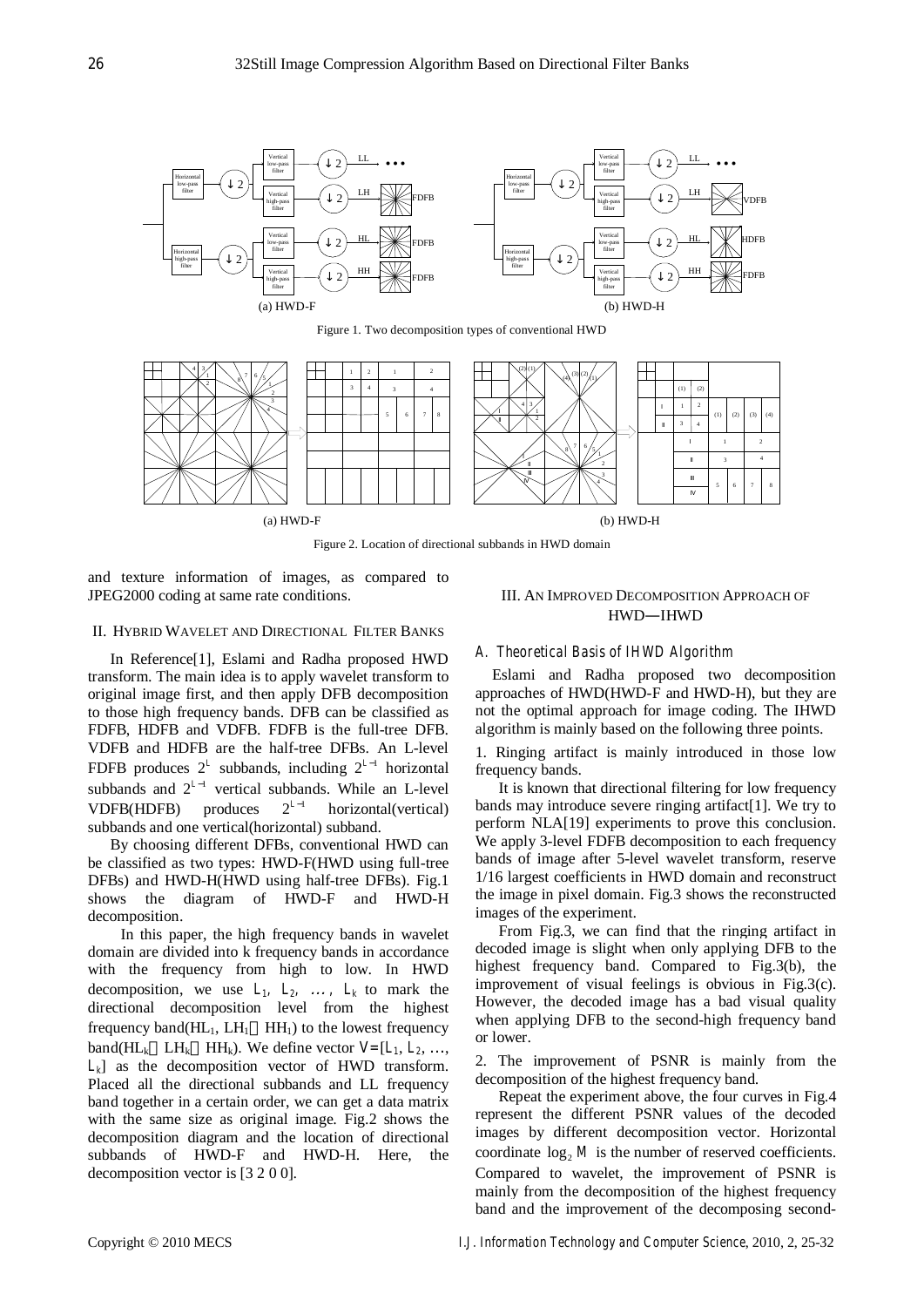Figure 1. Two decomposition types of conventional HWD

Figure 2. Location of directional subbands in HWD domain

and texture information of images, as compared to JPEG2000 coding at same rate conditions.

## II. HYBRID WAVELET AND DIRECTIONAL FILTER BANKS

In Reference[1], Eslami and Radha proposed HWD transform. The main idea is to apply wavelet transform to original image first, and then apply DFB decomposition to those high frequency bands. DFB can be classified as FDFB, HDFB and VDFB. FDFB is the full-tree DFB. VDFB and HDFB are the half-tree DFBs. An L-level FDFB produces $2^L$ subbands, including $2^{L-1}$ horizontal subbands and $2^{L-1}$ vertical subbands. While an L-level VDFB(HDFB) produces $2^{L-1}$ horizontal(vertical) subbands and one vertical(horizontal) subband.

By choosing different DFBs, conventional HWD can be classified as two types: HWD-F(HWD using full-tree DFBs) and HWD-H(HWD using half-tree DFBs). Fig.1 shows the diagram of HWD-F and HWD-H decomposition.

In this paper, the high frequency bands in wavelet domain are divided into k frequency bands in accordance with the frequency from high to low. In HWD decomposition, we use $L_1$, $L_2$, …, $L_k$ to mark the directional decomposition level from the highest frequency band($HL_1$, $LH_1$, $HH_1$) to the lowest frequency band($HL_k$, $LH_k$, $HH_k$). We define vector $V=[L_1, L_2, \ldots, L_k]$ as the decomposition vector of HWD transform. Placed all the directional subbands and LL frequency band together in a certain order, we can get a data matrix with the same size as original image. Fig.2 shows the decomposition diagram and the location of directional subbands of HWD-F and HWD-H. Here, the decomposition vector is [3 2 0 0].

## III. AN IMPROVED DECOMPOSITION APPROACH OF HWD—IHWD

### A. Theoretical Basis of IHWD Algorithm

Eslami and Radha proposed two decomposition approaches of HWD(HWD-F and HWD-H), but they are not the optimal approach for image coding. The IHWD algorithm is mainly based on the following three points.

1. Ringing artifact is mainly introduced in those low frequency bands.

It is known that directional filtering for low frequency bands may introduce severe ringing artifact[1]. We try to perform NLA[19] experiments to prove this conclusion. We apply 3-level FDFB decomposition to each frequency bands of image after 5-level wavelet transform, reserve 1/16 largest coefficients in HWD domain and reconstruct the image in pixel domain. Fig.3 shows the reconstructed images of the experiment.

From Fig.3, we can find that the ringing artifact in decoded image is slight when only applying DFB to the highest frequency band. Compared to Fig.3(b), the improvement of visual feelings is obvious in Fig.3(c). However, the decoded image has a bad visual quality when applying DFB to the second-high frequency band or lower.

2. The improvement of PSNR is mainly from the decomposition of the highest frequency band.

Repeat the experiment above, the four curves in Fig.4 represent the different PSNR values of the decoded images by different decomposition vector. Horizontal coordinate $\log_2 M$ is the number of reserved coefficients. Compared to wavelet, the improvement of PSNR is mainly from the decomposition of the highest frequency band and the improvement of the decomposing second-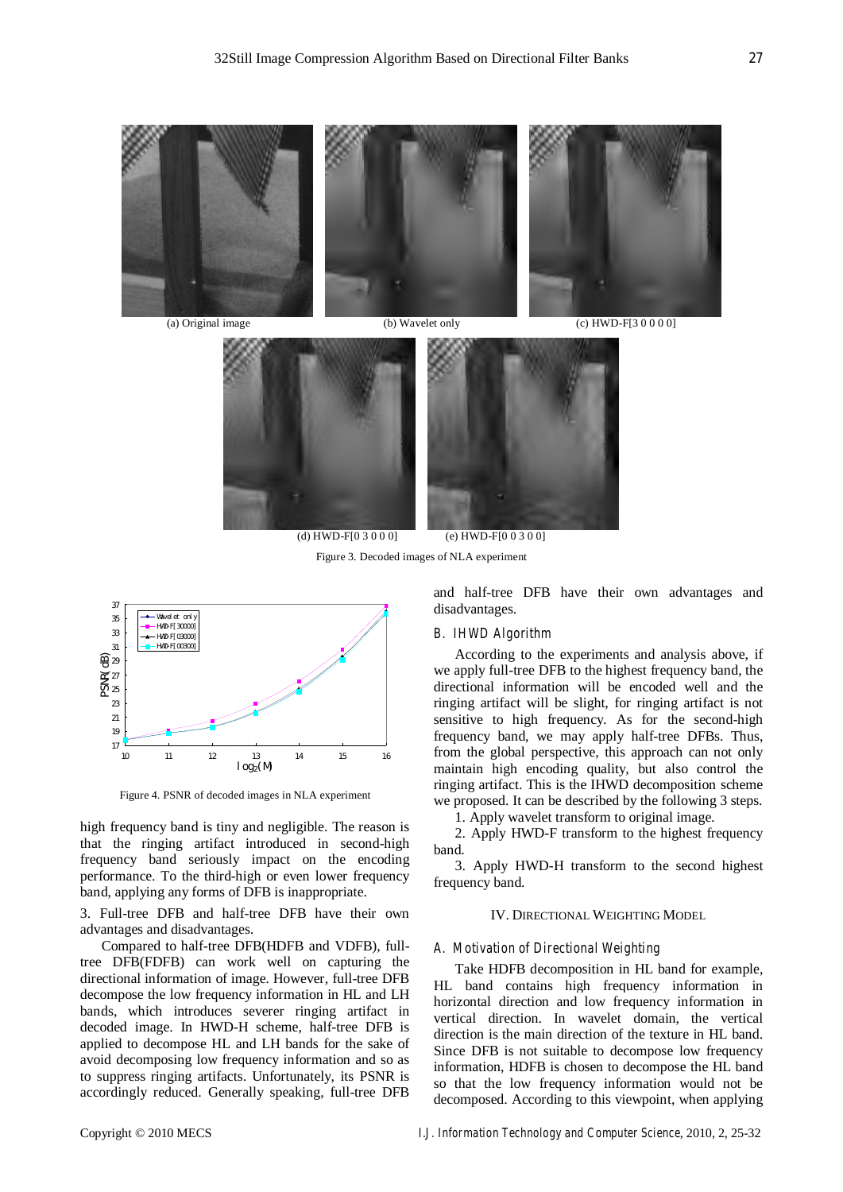(a) Original image (b) Wavelet only (c) HWD-F[3 0 0 0 0]

(d) HWD-F[0 3 0 0 0] (e) HWD-F[0 0 3 0 0]

Figure 3. Decoded images of NLA experiment

Figure 4. PSNR of decoded images in NLA experiment

high frequency band is tiny and negligible. The reason is that the ringing artifact introduced in second-high frequency band seriously impact on the encoding performance. To the third-high or even lower frequency band, applying any forms of DFB is inappropriate.

3. Full-tree DFB and half-tree DFB have their own advantages and disadvantages.

Compared to half-tree DFB(HDFB and VDFB), full-tree DFB(FDFB) can work well on capturing the directional information of image. However, full-tree DFB decompose the low frequency information in HL and LH bands, which introduces severer ringing artifact in decoded image. In HWD-H scheme, half-tree DFB is applied to decompose HL and LH bands for the sake of avoid decomposing low frequency information and so as to suppress ringing artifacts. Unfortunately, its PSNR is accordingly reduced. Generally speaking, full-tree DFB and half-tree DFB have their own advantages and disadvantages.

### B. IHWD Algorithm

According to the experiments and analysis above, if we apply full-tree DFB to the highest frequency band, the directional information will be encoded well and the ringing artifact will be slight, for ringing artifact is not sensitive to high frequency. As for the second-high frequency band, we may apply half-tree DFBs. Thus, from the global perspective, this approach can not only maintain high encoding quality, but also control the ringing artifact. This is the IHWD decomposition scheme we proposed. It can be described by the following 3 steps.

1. Apply wavelet transform to original image.

2. Apply HWD-F transform to the highest frequency band.

3. Apply HWD-H transform to the second highest frequency band.

## IV. Directional Weighting Model

### A. Motivation of Directional Weighting

Take HDFB decomposition in HL band for example, HL band contains high frequency information in horizontal direction and low frequency information in vertical direction. In wavelet domain, the vertical direction is the main direction of the texture in HL band. Since DFB is not suitable to decompose low frequency information, HDFB is chosen to decompose the HL band so that the low frequency information would not be decomposed. According to this viewpoint, when applying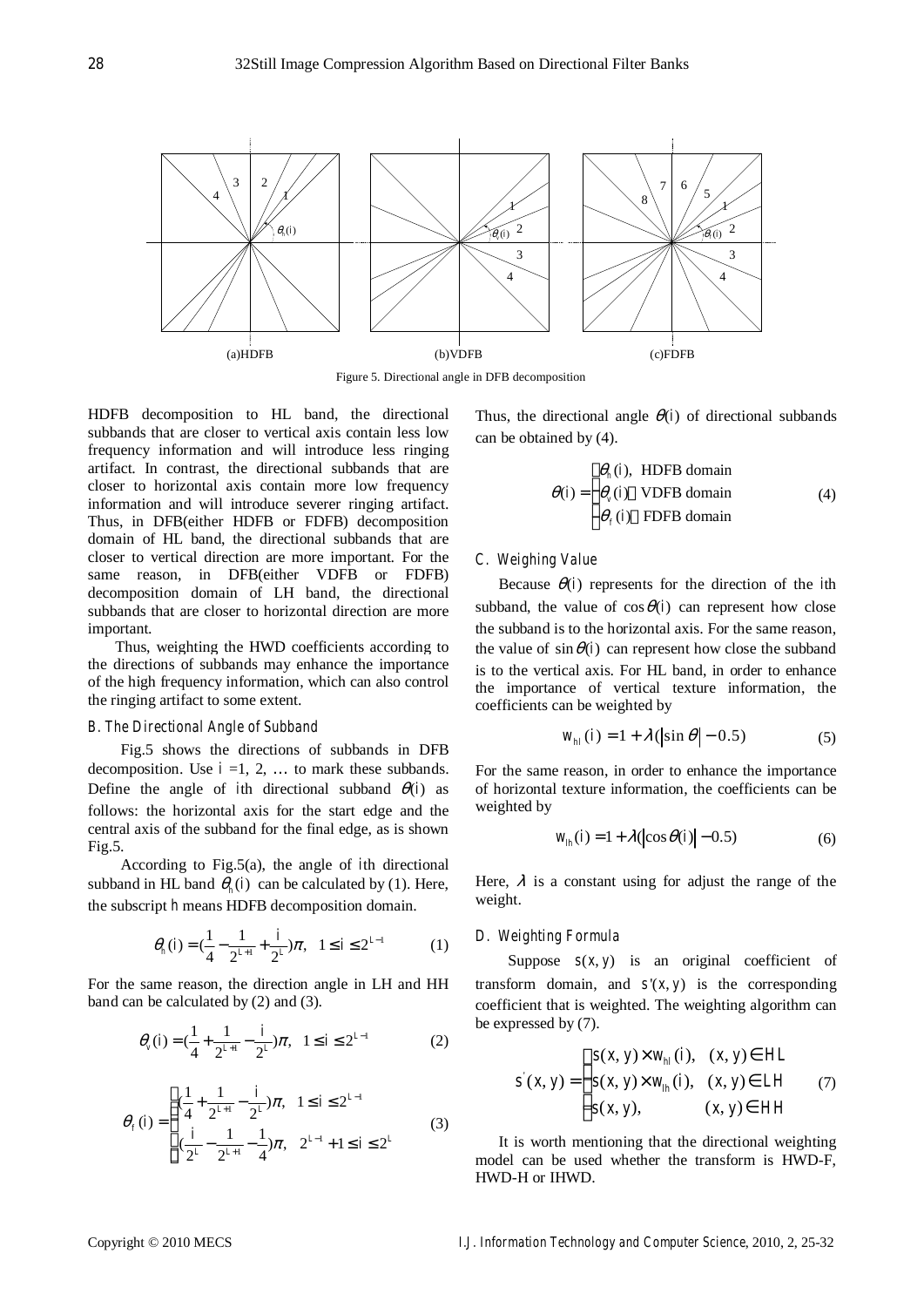Figure 5. Directional angle in DFB decomposition

HDFB decomposition to HL band, the directional subbands that are closer to vertical axis contain less low frequency information and will introduce less ringing artifact. In contrast, the directional subbands that are closer to horizontal axis contain more low frequency information and will introduce severer ringing artifact. Thus, in DFB(either HDFB or FDFB) decomposition domain of HL band, the directional subbands that are closer to vertical direction are more important. For the same reason, in DFB(either VDFB or FDFB) decomposition domain of LH band, the directional subbands that are closer to horizontal direction are more important.

Thus, weighting the HWD coefficients according to the directions of subbands may enhance the importance of the high frequency information, which can also control the ringing artifact to some extent.

### B. The Directional Angle of Subband

Fig.5 shows the directions of subbands in DFB decomposition. Use $i$ =1, 2, … to mark these subbands. Define the angle of $i$th directional subband $\theta(i)$ as follows: the horizontal axis for the start edge and the central axis of the subband for the final edge, as is shown Fig.5.

According to Fig.5(a), the angle of $i$th directional subband in HL band $\theta_h(i)$ can be calculated by (1). Here, the subscript $h$ means HDFB decomposition domain.

$$\theta_h(i) = (\frac{1}{4} - \frac{1}{2^{L+1}} + \frac{i}{2^L})\pi, \quad 1 \le i \le 2^{L-1} \tag{1}$$

For the same reason, the direction angle in LH and HH band can be calculated by (2) and (3).

$$\theta_v(i) = (\frac{1}{4} + \frac{1}{2^{L+1}} - \frac{i}{2^L})\pi, \quad 1 \le i \le 2^{L-1} \tag{2}$$

$$\theta_f(i) = \begin{cases} (\frac{1}{4} + \frac{1}{2^{L+1}} - \frac{i}{2^L})\pi, & 1 \le i \le 2^{L-1} \\ (\frac{i}{2^L} - \frac{1}{2^{L+1}} - \frac{1}{4})\pi, & 2^{L-1}+1 \le i \le 2^L \end{cases} \tag{3}$$

Thus, the directional angle $\theta(i)$ of directional subbands can be obtained by (4).

$$\theta(i) = \begin{cases} \theta_h(i), & \text{HDFB domain} \\ \theta_v(i), & \text{VDFB domain} \\ \theta_f(i), & \text{FDFB domain} \end{cases} \tag{4}$$

### C. Weighing Value

Because $\theta(i)$ represents for the direction of the $i$th subband, the value of $\cos\theta(i)$ can represent how close the subband is to the horizontal axis. For the same reason, the value of $\sin\theta(i)$ can represent how close the subband is to the vertical axis. For HL band, in order to enhance the importance of vertical texture information, the coefficients can be weighted by

$$w_{hl}(i) = 1 + \lambda(|\sin\theta| - 0.5) \tag{5}$$

For the same reason, in order to enhance the importance of horizontal texture information, the coefficients can be weighted by

$$w_{lh}(i) = 1 + \lambda(|\cos\theta(i)| - 0.5) \tag{6}$$

Here, $\lambda$ is a constant using for adjust the range of the weight.

### D. Weighting Formula

Suppose $s(x, y)$ is an original coefficient of transform domain, and $s'(x, y)$ is the corresponding coefficient that is weighted. The weighting algorithm can be expressed by (7).

$$s'(x, y) = \begin{cases} s(x, y) \times w_{hl}(i), & (x, y) \in HL \\ s(x, y) \times w_{lh}(i), & (x, y) \in LH \\ s(x, y), & (x, y) \in HH \end{cases} \tag{7}$$

It is worth mentioning that the directional weighting model can be used whether the transform is HWD-F, HWD-H or IHWD.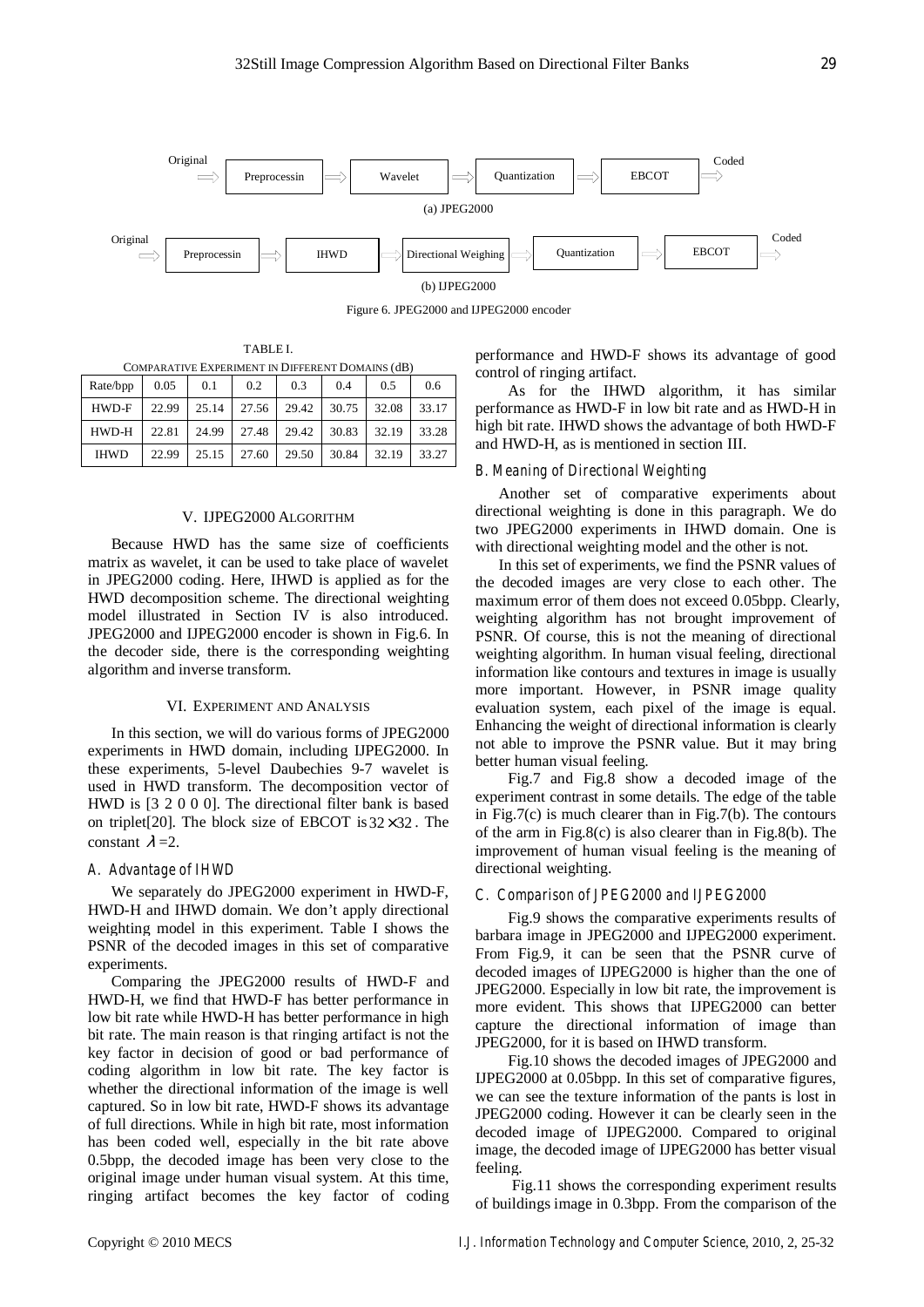Original ⟹ Preprocessin ⟹ Wavelet ⟹ Quantization ⟹ EBCOT ⟹ Coded

(a) JPEG2000

Original ⟹ Preprocessin ⟹ IHWD ⟹ Directional Weighing ⟹ Quantization ⟹ EBCOT ⟹ Coded

(b) IJPEG2000

Figure 6. JPEG2000 and IJPEG2000 encoder

TABLE I.
COMPARATIVE EXPERIMENT IN DIFFERENT DOMAINS (dB)

| Rate/bpp | 0.05 | 0.1 | 0.2 | 0.3 | 0.4 | 0.5 | 0.6 |
|---|---|---|---|---|---|---|---|
| HWD-F | 22.99 | 25.14 | 27.56 | 29.42 | 30.75 | 32.08 | 33.17 |
| HWD-H | 22.81 | 24.99 | 27.48 | 29.42 | 30.83 | 32.19 | 33.28 |
| IHWD | 22.99 | 25.15 | 27.60 | 29.50 | 30.84 | 32.19 | 33.27 |

## V. IJPEG2000 ALGORITHM

Because HWD has the same size of coefficients matrix as wavelet, it can be used to take place of wavelet in JPEG2000 coding. Here, IHWD is applied as for the HWD decomposition scheme. The directional weighting model illustrated in Section IV is also introduced. JPEG2000 and IJPEG2000 encoder is shown in Fig.6. In the decoder side, there is the corresponding weighting algorithm and inverse transform.

## VI. EXPERIMENT AND ANALYSIS

In this section, we will do various forms of JPEG2000 experiments in HWD domain, including IJPEG2000. In these experiments, 5-level Daubechies 9-7 wavelet is used in HWD transform. The decomposition vector of HWD is [3 2 0 0 0]. The directional filter bank is based on triplet[20]. The block size of EBCOT is $32 \times 32$. The constant $\lambda$=2.

### A. Advantage of IHWD

We separately do JPEG2000 experiment in HWD-F, HWD-H and IHWD domain. We don't apply directional weighting model in this experiment. Table I shows the PSNR of the decoded images in this set of comparative experiments.

Comparing the JPEG2000 results of HWD-F and HWD-H, we find that HWD-F has better performance in low bit rate while HWD-H has better performance in high bit rate. The main reason is that ringing artifact is not the key factor in decision of good or bad performance of coding algorithm in low bit rate. The key factor is whether the directional information of the image is well captured. So in low bit rate, HWD-F shows its advantage of full directions. While in high bit rate, most information has been coded well, especially in the bit rate above 0.5bpp, the decoded image has been very close to the original image under human visual system. At this time, ringing artifact becomes the key factor of coding performance and HWD-F shows its advantage of good control of ringing artifact.

As for the IHWD algorithm, it has similar performance as HWD-F in low bit rate and as HWD-H in high bit rate. IHWD shows the advantage of both HWD-F and HWD-H, as is mentioned in section III.

### B. Meaning of Directional Weighting

Another set of comparative experiments about directional weighting is done in this paragraph. We do two JPEG2000 experiments in IHWD domain. One is with directional weighting model and the other is not.

In this set of experiments, we find the PSNR values of the decoded images are very close to each other. The maximum error of them does not exceed 0.05bpp. Clearly, weighting algorithm has not brought improvement of PSNR. Of course, this is not the meaning of directional weighting algorithm. In human visual feeling, directional information like contours and textures in image is usually more important. However, in PSNR image quality evaluation system, each pixel of the image is equal. Enhancing the weight of directional information is clearly not able to improve the PSNR value. But it may bring better human visual feeling.

Fig.7 and Fig.8 show a decoded image of the experiment contrast in some details. The edge of the table in Fig.7(c) is much clearer than in Fig.7(b). The contours of the arm in Fig.8(c) is also clearer than in Fig.8(b). The improvement of human visual feeling is the meaning of directional weighting.

### C. Comparison of JPEG2000 and IJPEG2000

Fig.9 shows the comparative experiments results of barbara image in JPEG2000 and IJPEG2000 experiment. From Fig.9, it can be seen that the PSNR curve of decoded images of IJPEG2000 is higher than the one of JPEG2000. Especially in low bit rate, the improvement is more evident. This shows that IJPEG2000 can better capture the directional information of image than JPEG2000, for it is based on IHWD transform.

Fig.10 shows the decoded images of JPEG2000 and IJPEG2000 at 0.05bpp. In this set of comparative figures, we can see the texture information of the pants is lost in JPEG2000 coding. However it can be clearly seen in the decoded image of IJPEG2000. Compared to original image, the decoded image of IJPEG2000 has better visual feeling.

Fig.11 shows the corresponding experiment results of buildings image in 0.3bpp. From the comparison of the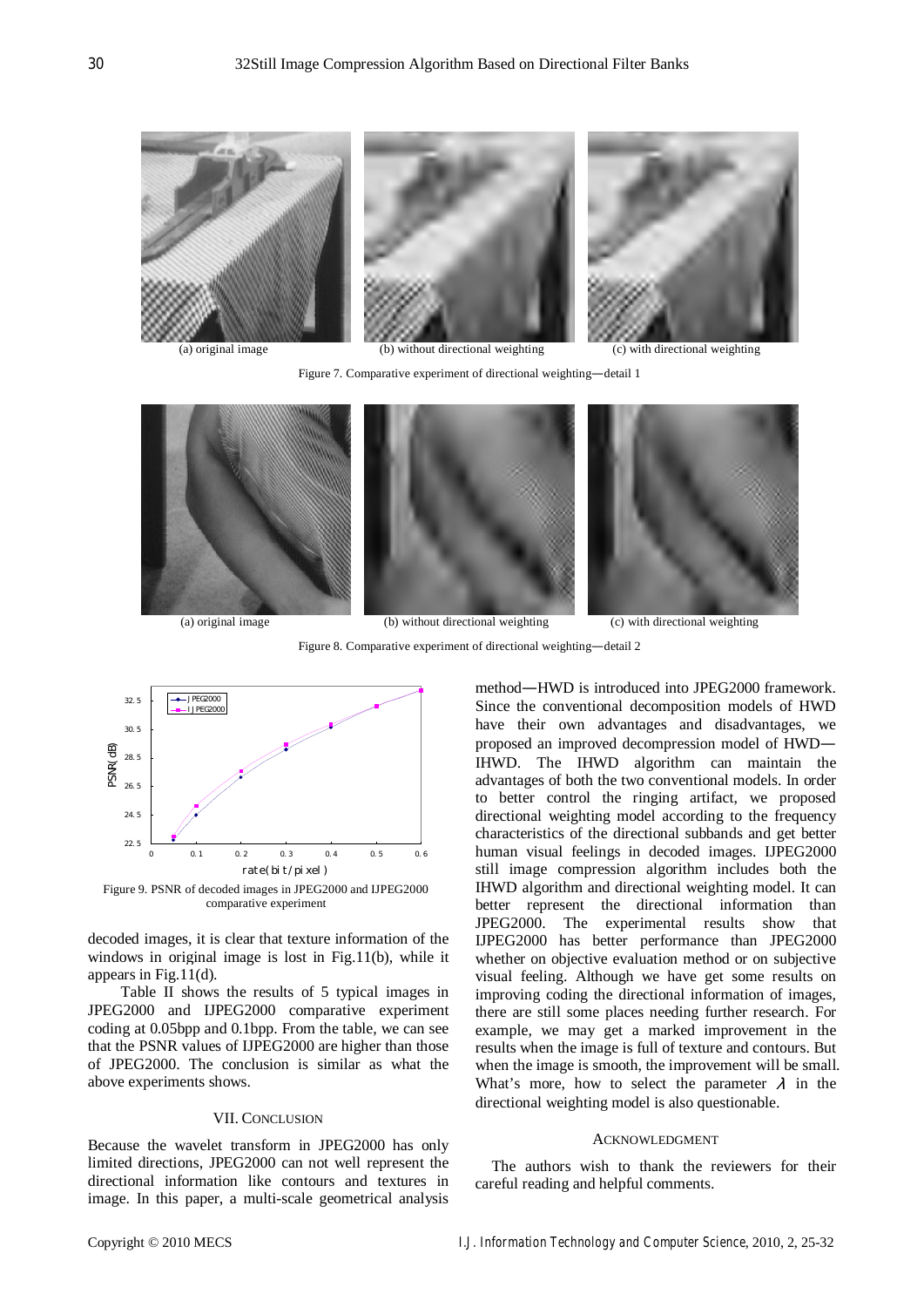(a) original image (b) without directional weighting (c) with directional weighting

Figure 7. Comparative experiment of directional weighting—detail 1

(a) original image (b) without directional weighting (c) with directional weighting

Figure 8. Comparative experiment of directional weighting—detail 2

Figure 9. PSNR of decoded images in JPEG2000 and IJPEG2000 comparative experiment

decoded images, it is clear that texture information of the windows in original image is lost in Fig.11(b), while it appears in Fig.11(d).

Table II shows the results of 5 typical images in JPEG2000 and IJPEG2000 comparative experiment coding at 0.05bpp and 0.1bpp. From the table, we can see that the PSNR values of IJPEG2000 are higher than those of JPEG2000. The conclusion is similar as what the above experiments shows.

## VII. CONCLUSION

Because the wavelet transform in JPEG2000 has only limited directions, JPEG2000 can not well represent the directional information like contours and textures in image. In this paper, a multi-scale geometrical analysis method—HWD is introduced into JPEG2000 framework. Since the conventional decomposition models of HWD have their own advantages and disadvantages, we proposed an improved decompression model of HWD—IHWD. The IHWD algorithm can maintain the advantages of both the two conventional models. In order to better control the ringing artifact, we proposed directional weighting model according to the frequency characteristics of the directional subbands and get better human visual feelings in decoded images. IJPEG2000 still image compression algorithm includes both the IHWD algorithm and directional weighting model. It can better represent the directional information than JPEG2000. The experimental results show that IJPEG2000 has better performance than JPEG2000 whether on objective evaluation method or on subjective visual feeling. Although we have get some results on improving coding the directional information of images, there are still some places needing further research. For example, we may get a marked improvement in the results when the image is full of texture and contours. But when the image is smooth, the improvement will be small. What's more, how to select the parameter $\lambda$ in the directional weighting model is also questionable.

## ACKNOWLEDGMENT

The authors wish to thank the reviewers for their careful reading and helpful comments.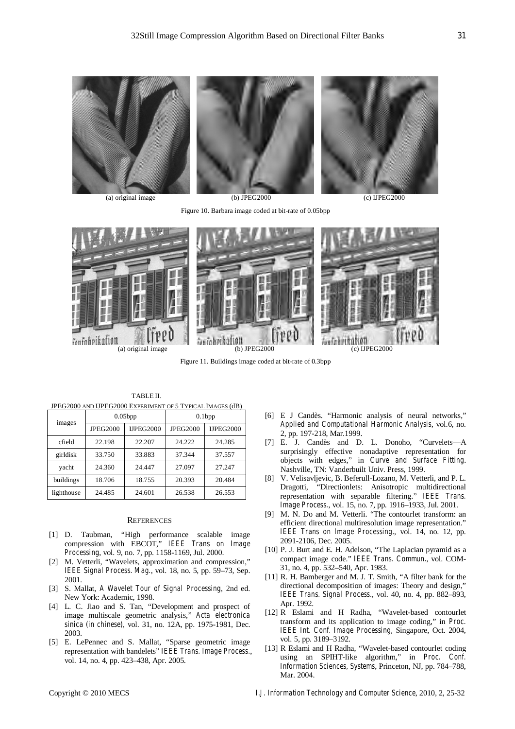(a) original image (b) JPEG2000 (c) IJPEG2000

Figure 10. Barbara image coded at bit-rate of 0.05bpp

(a) original image (b) JPEG2000 (c) IJPEG2000

Figure 11. Buildings image coded at bit-rate of 0.3bpp

TABLE II.
JPEG2000 AND IJPEG2000 EXPERIMENT OF 5 TYPICAL IMAGES (dB)

| images | 0.05bpp | | 0.1bpp | |
|---|---|---|---|---|
| | JPEG2000 | IJPEG2000 | JPEG2000 | IJPEG2000 |
| cfield | 22.198 | 22.207 | 24.222 | 24.285 |
| girldisk | 33.750 | 33.883 | 37.344 | 37.557 |
| yacht | 24.360 | 24.447 | 27.097 | 27.247 |
| buildings | 18.706 | 18.755 | 20.393 | 20.484 |
| lighthouse | 24.485 | 24.601 | 26.538 | 26.553 |

## REFERENCES

[1] D. Taubman, "High performance scalable image compression with EBCOT," *IEEE Trans on Image Processing*, vol. 9, no. 7, pp. 1158-1169, Jul. 2000.

[2] M. Vetterli, "Wavelets, approximation and compression," *IEEE Signal Process. Mag.*, vol. 18, no. 5, pp. 59–73, Sep. 2001.

[3] S. Mallat, *A Wavelet Tour of Signal Processing*, 2nd ed. New York: Academic, 1998.

[4] L. C. Jiao and S. Tan, "Development and prospect of image multiscale geometric analysis," *Acta electronica sinica (in chinese)*, vol. 31, no. 12A, pp. 1975-1981, Dec. 2003.

[5] E. LePennec and S. Mallat, "Sparse geometric image representation with bandelets" *IEEE Trans. Image Process.*, vol. 14, no. 4, pp. 423–438, Apr. 2005.

[6] E J Candès. "Harmonic analysis of neural networks," *Applied and Computational Harmonic Analysis*, vol.6, no. 2, pp. 197-218, Mar.1999.

[7] E. J. Candès and D. L. Donoho, "Curvelets—A surprisingly effective nonadaptive representation for objects with edges," in *Curve and Surface Fitting*. Nashville, TN: Vanderbuilt Univ. Press, 1999.

[8] V. Velisavljevic, B. Beferull-Lozano, M. Vetterli, and P. L. Dragotti, "Directionlets: Anisotropic multidirectional representation with separable filtering." *IEEE Trans. Image Process.*, vol. 15, no. 7, pp. 1916–1933, Jul. 2001.

[9] M. N. Do and M. Vetterli. "The contourlet transform: an efficient directional multiresolution image representation." *IEEE Trans on Image Processing*., vol. 14, no. 12, pp. 2091-2106, Dec. 2005.

[10] P. J. Burt and E. H. Adelson, "The Laplacian pyramid as a compact image code." *IEEE Trans. Commun.*, vol. COM-31, no. 4, pp. 532–540, Apr. 1983.

[11] R. H. Bamberger and M. J. T. Smith, "A filter bank for the directional decomposition of images: Theory and design," *IEEE Trans. Signal Process.*, vol. 40, no. 4, pp. 882–893, Apr. 1992.

[12] R Eslami and H Radha, "Wavelet-based contourlet transform and its application to image coding," in *Proc. IEEE Int. Conf. Image Processing*, Singapore, Oct. 2004, vol. 5, pp. 3189–3192.

[13] R Eslami and H Radha, "Wavelet-based contourlet coding using an SPIHT-like algorithm," in *Proc. Conf. Information Sciences, Systems*, Princeton, NJ, pp. 784–788, Mar. 2004.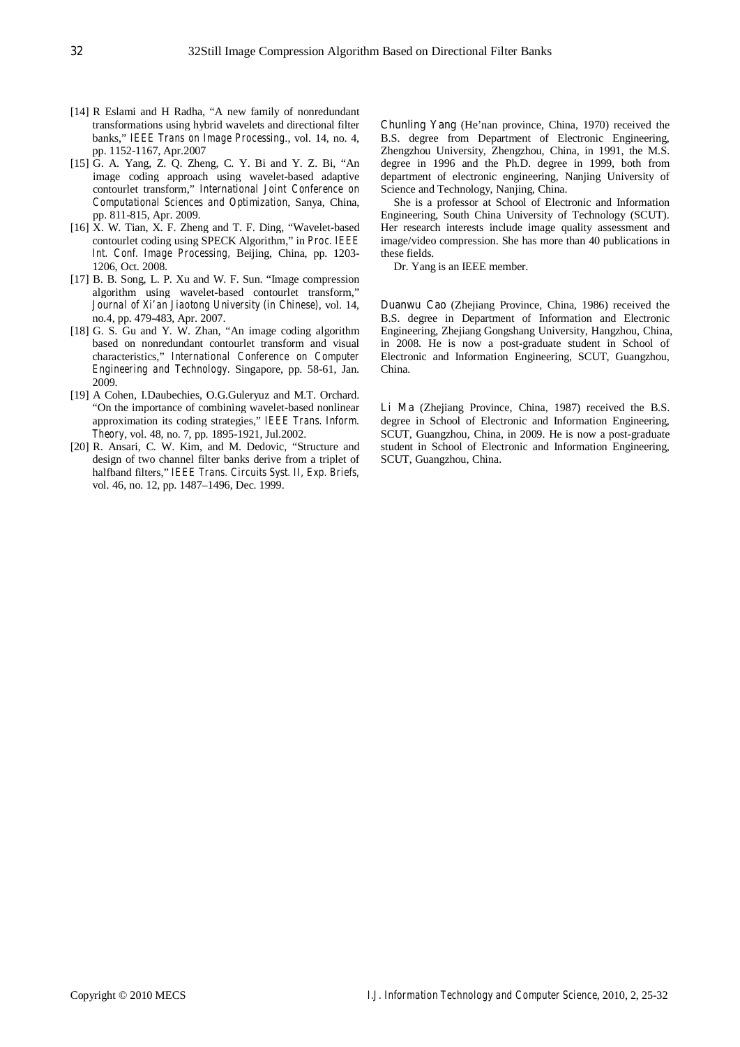[14] R Eslami and H Radha, "A new family of nonredundant transformations using hybrid wavelets and directional filter banks," *IEEE Trans on Image Processing*., vol. 14, no. 4, pp. 1152-1167, Apr.2007

[15] G. A. Yang, Z. Q. Zheng, C. Y. Bi and Y. Z. Bi, "An image coding approach using wavelet-based adaptive contourlet transform," *International Joint Conference on Computational Sciences and Optimization*, Sanya, China, pp. 811-815, Apr. 2009.

[16] X. W. Tian, X. F. Zheng and T. F. Ding, "Wavelet-based contourlet coding using SPECK Algorithm," in *Proc. IEEE Int. Conf. Image Processing*, Beijing, China, pp. 1203-1206, Oct. 2008.

[17] B. B. Song, L. P. Xu and W. F. Sun. "Image compression algorithm using wavelet-based contourlet transform," *Journal of Xi'an Jiaotong University (in Chinese)*, vol. 14, no.4, pp. 479-483, Apr. 2007.

[18] G. S. Gu and Y. W. Zhan, "An image coding algorithm based on nonredundant contourlet transform and visual characteristics," *International Conference on Computer Engineering and Technology*. Singapore, pp. 58-61, Jan. 2009.

[19] A Cohen, I.Daubechies, O.G.Guleryuz and M.T. Orchard. "On the importance of combining wavelet-based nonlinear approximation its coding strategies," *IEEE Trans. Inform. Theory*, vol. 48, no. 7, pp. 1895-1921, Jul.2002.

[20] R. Ansari, C. W. Kim, and M. Dedovic, "Structure and design of two channel filter banks derive from a triplet of halfband filters," *IEEE Trans. Circuits Syst. II, Exp. Briefs*, vol. 46, no. 12, pp. 1487–1496, Dec. 1999.

**Chunling Yang** (He'nan province, China, 1970) received the B.S. degree from Department of Electronic Engineering, Zhengzhou University, Zhengzhou, China, in 1991, the M.S. degree in 1996 and the Ph.D. degree in 1999, both from department of electronic engineering, Nanjing University of Science and Technology, Nanjing, China.

She is a professor at School of Electronic and Information Engineering, South China University of Technology (SCUT). Her research interests include image quality assessment and image/video compression. She has more than 40 publications in these fields.

Dr. Yang is an IEEE member.

**Duanwu Cao** (Zhejiang Province, China, 1986) received the B.S. degree in Department of Information and Electronic Engineering, Zhejiang Gongshang University, Hangzhou, China, in 2008. He is now a post-graduate student in School of Electronic and Information Engineering, SCUT, Guangzhou, China.

**Li Ma** (Zhejiang Province, China, 1987) received the B.S. degree in School of Electronic and Information Engineering, SCUT, Guangzhou, China, in 2009. He is now a post-graduate student in School of Electronic and Information Engineering, SCUT, Guangzhou, China.